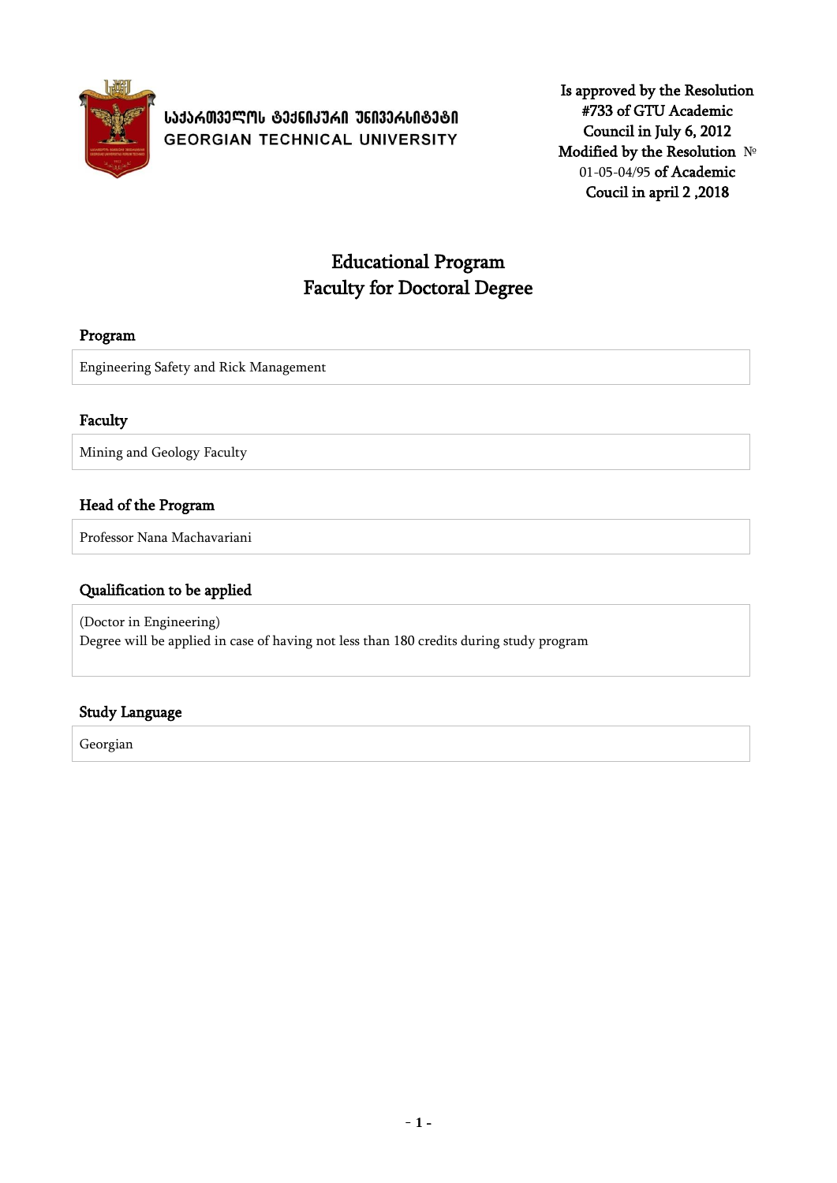საქართველოს ტექნიკური უნივერსიტეტი
GEORGIAN TECHNICAL UNIVERSITY

Is approved by the Resolution #733 of GTU Academic Council in July 6, 2012
Modified by the Resolution № 01-05-04/95 of Academic Coucil in april 2 ,2018

# Educational Program
# Faculty for Doctoral Degree

## Program

Engineering Safety and Rick Management

## Faculty

Mining and Geology Faculty

## Head of the Program

Professor Nana Machavariani

## Qualification to be applied

(Doctor in Engineering)
Degree will be applied in case of having not less than 180 credits during study program

## Study Language

Georgian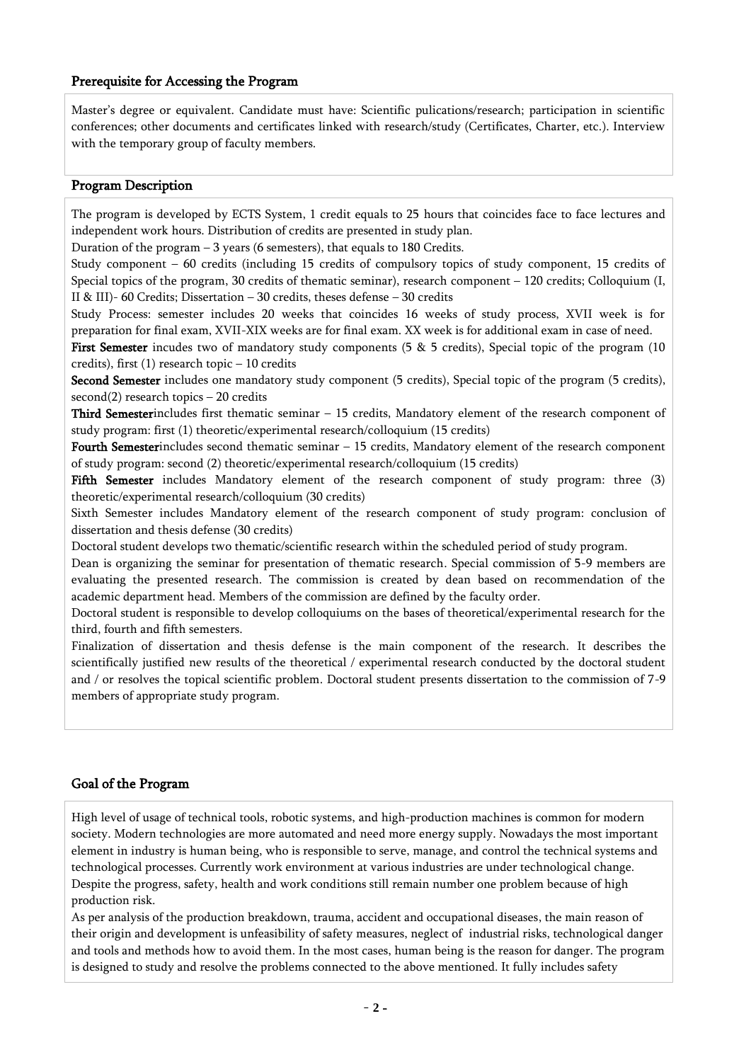## Prerequisite for Accessing the Program

Master's degree or equivalent. Candidate must have: Scientific pulications/research; participation in scientific conferences; other documents and certificates linked with research/study (Certificates, Charter, etc.). Interview with the temporary group of faculty members.

## Program Description

The program is developed by ECTS System, 1 credit equals to 25 hours that coincides face to face lectures and independent work hours. Distribution of credits are presented in study plan.

Duration of the program – 3 years (6 semesters), that equals to 180 Credits.

Study component – 60 credits (including 15 credits of compulsory topics of study component, 15 credits of Special topics of the program, 30 credits of thematic seminar), research component – 120 credits; Colloquium (I, II & III)- 60 Credits; Dissertation – 30 credits, theses defense – 30 credits

Study Process: semester includes 20 weeks that coincides 16 weeks of study process, XVII week is for preparation for final exam, XVII-XIX weeks are for final exam. XX week is for additional exam in case of need.

**First Semester** incudes two of mandatory study components (5 & 5 credits), Special topic of the program (10 credits), first (1) research topic – 10 credits

**Second Semester** includes one mandatory study component (5 credits), Special topic of the program (5 credits), second(2) research topics – 20 credits

**Third Semester**includes first thematic seminar – 15 credits, Mandatory element of the research component of study program: first (1) theoretic/experimental research/colloquium (15 credits)

**Fourth Semester**includes second thematic seminar – 15 credits, Mandatory element of the research component of study program: second (2) theoretic/experimental research/colloquium (15 credits)

**Fifth Semester** includes Mandatory element of the research component of study program: three (3) theoretic/experimental research/colloquium (30 credits)

Sixth Semester includes Mandatory element of the research component of study program: conclusion of dissertation and thesis defense (30 credits)

Doctoral student develops two thematic/scientific research within the scheduled period of study program.

Dean is organizing the seminar for presentation of thematic research. Special commission of 5-9 members are evaluating the presented research. The commission is created by dean based on recommendation of the academic department head. Members of the commission are defined by the faculty order.

Doctoral student is responsible to develop colloquiums on the bases of theoretical/experimental research for the third, fourth and fifth semesters.

Finalization of dissertation and thesis defense is the main component of the research. It describes the scientifically justified new results of the theoretical / experimental research conducted by the doctoral student and / or resolves the topical scientific problem. Doctoral student presents dissertation to the commission of 7-9 members of appropriate study program.

## Goal of the Program

High level of usage of technical tools, robotic systems, and high-production machines is common for modern society. Modern technologies are more automated and need more energy supply. Nowadays the most important element in industry is human being, who is responsible to serve, manage, and control the technical systems and technological processes. Currently work environment at various industries are under technological change. Despite the progress, safety, health and work conditions still remain number one problem because of high production risk.

As per analysis of the production breakdown, trauma, accident and occupational diseases, the main reason of their origin and development is unfeasibility of safety measures, neglect of industrial risks, technological danger and tools and methods how to avoid them. In the most cases, human being is the reason for danger. The program is designed to study and resolve the problems connected to the above mentioned. It fully includes safety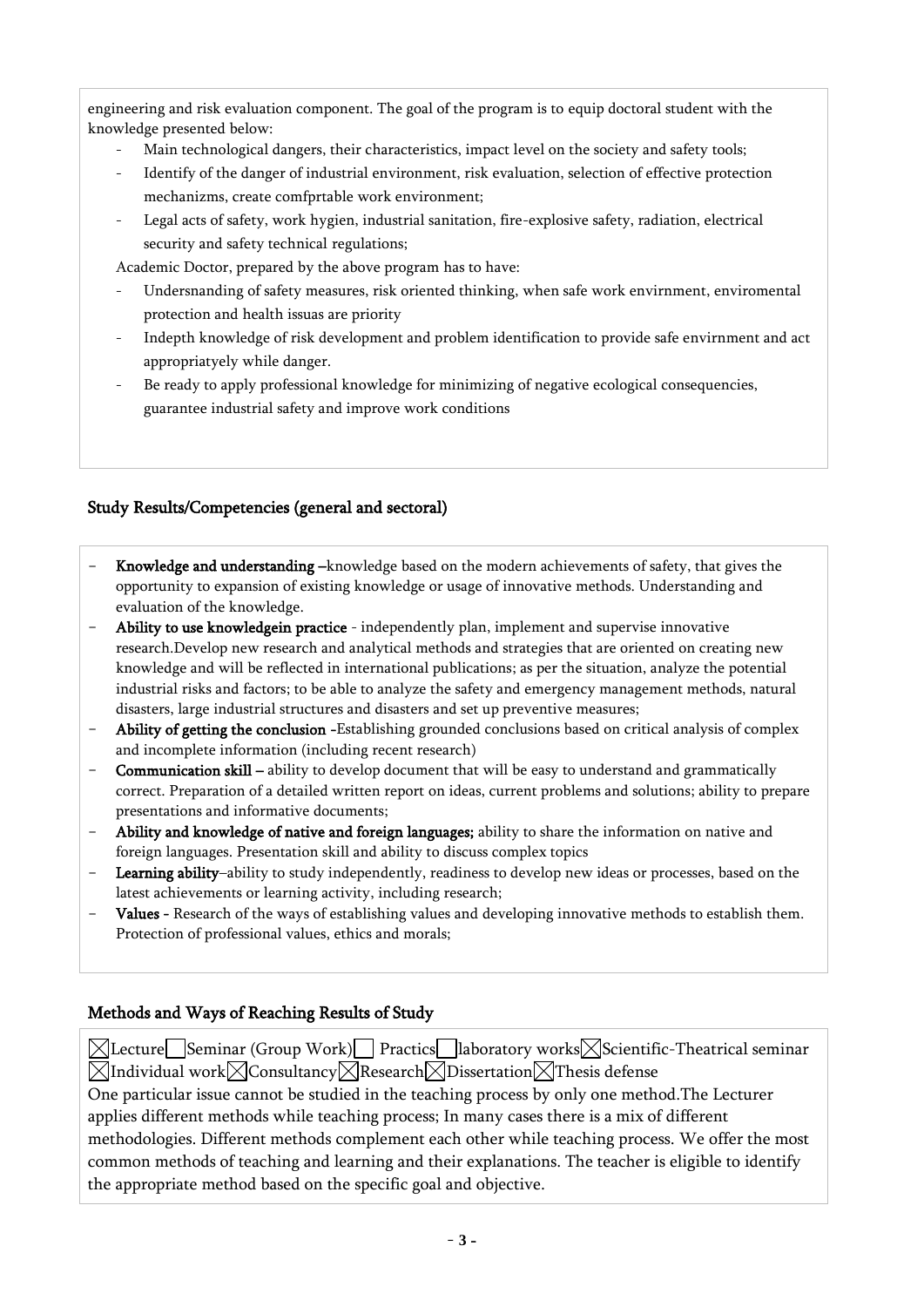engineering and risk evaluation component. The goal of the program is to equip doctoral student with the knowledge presented below:

- Main technological dangers, their characteristics, impact level on the society and safety tools;
- Identify of the danger of industrial environment, risk evaluation, selection of effective protection mechanizms, create comfprtable work environment;
- Legal acts of safety, work hygien, industrial sanitation, fire-explosive safety, radiation, electrical security and safety technical regulations;

Academic Doctor, prepared by the above program has to have:

- Undersnanding of safety measures, risk oriented thinking, when safe work envirnment, enviromental protection and health issuas are priority
- Indepth knowledge of risk development and problem identification to provide safe envirnment and act appropriatyely while danger.
- Be ready to apply professional knowledge for minimizing of negative ecological consequencies, guarantee industrial safety and improve work conditions

## Study Results/Competencies (general and sectoral)

- **Knowledge and understanding** –knowledge based on the modern achievements of safety, that gives the opportunity to expansion of existing knowledge or usage of innovative methods. Understanding and evaluation of the knowledge.
- **Ability to use knowledgein practice** - independently plan, implement and supervise innovative research.Develop new research and analytical methods and strategies that are oriented on creating new knowledge and will be reflected in international publications; as per the situation, analyze the potential industrial risks and factors; to be able to analyze the safety and emergency management methods, natural disasters, large industrial structures and disasters and set up preventive measures;
- **Ability of getting the conclusion** -Establishing grounded conclusions based on critical analysis of complex and incomplete information (including recent research)
- **Communication skill** – ability to develop document that will be easy to understand and grammatically correct. Preparation of a detailed written report on ideas, current problems and solutions; ability to prepare presentations and informative documents;
- **Ability and knowledge of native and foreign languages;** ability to share the information on native and foreign languages. Presentation skill and ability to discuss complex topics
- **Learning ability**–ability to study independently, readiness to develop new ideas or processes, based on the latest achievements or learning activity, including research;
- **Values** - Research of the ways of establishing values and developing innovative methods to establish them. Protection of professional values, ethics and morals;

## Methods and Ways of Reaching Results of Study

☒Lecture ☐Seminar (Group Work) ☐ Practics ☐laboratory works ☒Scientific-Theatrical seminar ☒Individual work ☒Consultancy ☒Research ☒Dissertation ☒Thesis defense

One particular issue cannot be studied in the teaching process by only one method.The Lecturer applies different methods while teaching process; In many cases there is a mix of different methodologies. Different methods complement each other while teaching process. We offer the most common methods of teaching and learning and their explanations. The teacher is eligible to identify the appropriate method based on the specific goal and objective.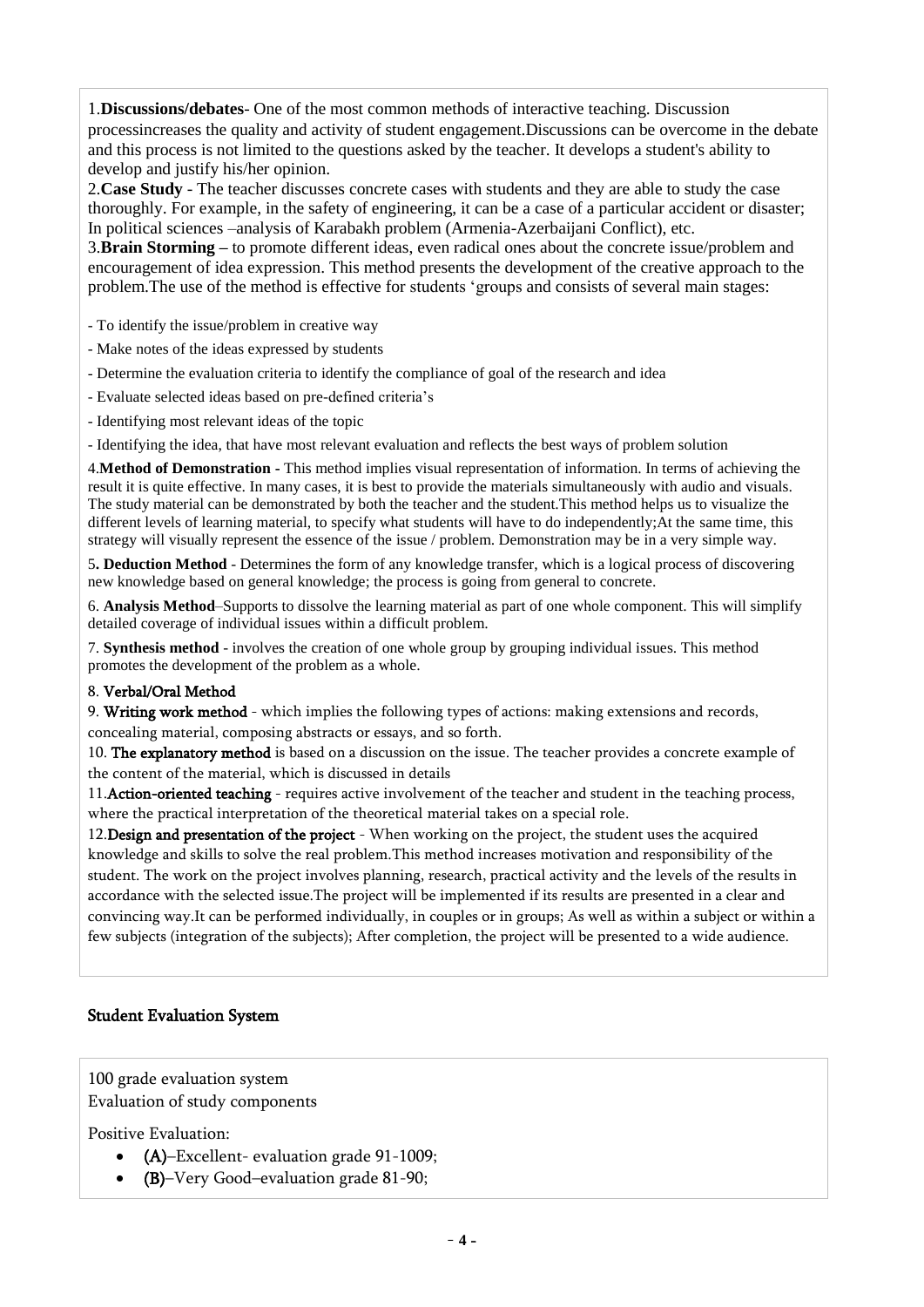1.**Discussions/debates**- One of the most common methods of interactive teaching. Discussion processincreases the quality and activity of student engagement.Discussions can be overcome in the debate and this process is not limited to the questions asked by the teacher. It develops a student's ability to develop and justify his/her opinion.

2.**Case Study** - The teacher discusses concrete cases with students and they are able to study the case thoroughly. For example, in the safety of engineering, it can be a case of a particular accident or disaster; In political sciences –analysis of Karabakh problem (Armenia-Azerbaijani Conflict), etc.

3.**Brain Storming** – to promote different ideas, even radical ones about the concrete issue/problem and encouragement of idea expression. This method presents the development of the creative approach to the problem.The use of the method is effective for students 'groups and consists of several main stages:

- To identify the issue/problem in creative way
- Make notes of the ideas expressed by students
- Determine the evaluation criteria to identify the compliance of goal of the research and idea
- Evaluate selected ideas based on pre-defined criteria's
- Identifying most relevant ideas of the topic
- Identifying the idea, that have most relevant evaluation and reflects the best ways of problem solution

4.**Method of Demonstration** - This method implies visual representation of information. In terms of achieving the result it is quite effective. In many cases, it is best to provide the materials simultaneously with audio and visuals. The study material can be demonstrated by both the teacher and the student.This method helps us to visualize the different levels of learning material, to specify what students will have to do independently;At the same time, this strategy will visually represent the essence of the issue / problem. Demonstration may be in a very simple way.

5**. Deduction Method** - Determines the form of any knowledge transfer, which is a logical process of discovering new knowledge based on general knowledge; the process is going from general to concrete.

6. **Analysis Method**–Supports to dissolve the learning material as part of one whole component. This will simplify detailed coverage of individual issues within a difficult problem.

7. **Synthesis method** - involves the creation of one whole group by grouping individual issues. This method promotes the development of the problem as a whole.

8. **Verbal/Oral Method**

9. **Writing work method** - which implies the following types of actions: making extensions and records, concealing material, composing abstracts or essays, and so forth.

10. **The explanatory method** is based on a discussion on the issue. The teacher provides a concrete example of the content of the material, which is discussed in details

11.**Action-oriented teaching** - requires active involvement of the teacher and student in the teaching process, where the practical interpretation of the theoretical material takes on a special role.

12.**Design and presentation of the project** - When working on the project, the student uses the acquired knowledge and skills to solve the real problem.This method increases motivation and responsibility of the student. The work on the project involves planning, research, practical activity and the levels of the results in accordance with the selected issue.The project will be implemented if its results are presented in a clear and convincing way.It can be performed individually, in couples or in groups; As well as within a subject or within a few subjects (integration of the subjects); After completion, the project will be presented to a wide audience.

## Student Evaluation System

100 grade evaluation system
Evaluation of study components

Positive Evaluation:

- **(A)**–Excellent- evaluation grade 91-1009;
- **(B)**–Very Good–evaluation grade 81-90;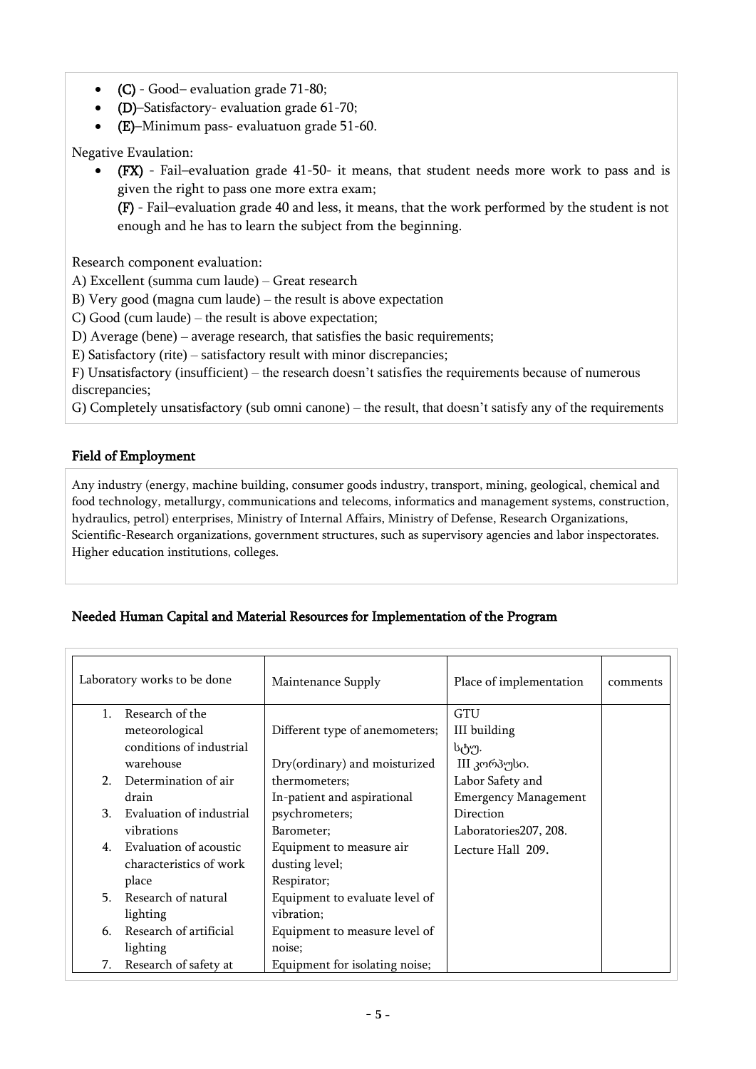- **(C)** - Good– evaluation grade 71-80;
- **(D)**–Satisfactory- evaluation grade 61-70;
- **(E)**–Minimum pass- evaluatuon grade 51-60.

Negative Evaulation:

- **(FX)** - Fail–evaluation grade 41-50- it means, that student needs more work to pass and is given the right to pass one more extra exam;
  **(F)** - Fail–evaluation grade 40 and less, it means, that the work performed by the student is not enough and he has to learn the subject from the beginning.

Research component evaluation:

A) Excellent (summa cum laude) – Great research

B) Very good (magna cum laude) – the result is above expectation

C) Good (cum laude) – the result is above expectation;

D) Average (bene) – average research, that satisfies the basic requirements;

E) Satisfactory (rite) – satisfactory result with minor discrepancies;

F) Unsatisfactory (insufficient) – the research doesn't satisfies the requirements because of numerous discrepancies;

G) Completely unsatisfactory (sub omni canone) – the result, that doesn't satisfy any of the requirements

## Field of Employment

Any industry (energy, machine building, consumer goods industry, transport, mining, geological, chemical and food technology, metallurgy, communications and telecoms, informatics and management systems, construction, hydraulics, petrol) enterprises, Ministry of Internal Affairs, Ministry of Defense, Research Organizations, Scientific-Research organizations, government structures, such as supervisory agencies and labor inspectorates. Higher education institutions, colleges.

## Needed Human Capital and Material Resources for Implementation of the Program

| Laboratory works to be done | Maintenance Supply | Place of implementation | comments |
|---|---|---|---|
| 1. Research of the meteorological conditions of industrial warehouse<br>2. Determination of air drain<br>3. Evaluation of industrial vibrations<br>4. Evaluation of acoustic characteristics of work place<br>5. Research of natural lighting<br>6. Research of artificial lighting<br>7. Research of safety at | Different type of anemometers;<br>Dry(ordinary) and moisturized thermometers;<br>In-patient and aspirational psychrometers;<br>Barometer;<br>Equipment to measure air dusting level;<br>Respirator;<br>Equipment to evaluate level of vibration;<br>Equipment to measure level of noise;<br>Equipment for isolating noise; | GTU<br>III building<br>სტუ.<br>III კორპუსი.<br>Labor Safety and Emergency Management Direction<br>Laboratories207, 208.<br>Lecture Hall 209. | |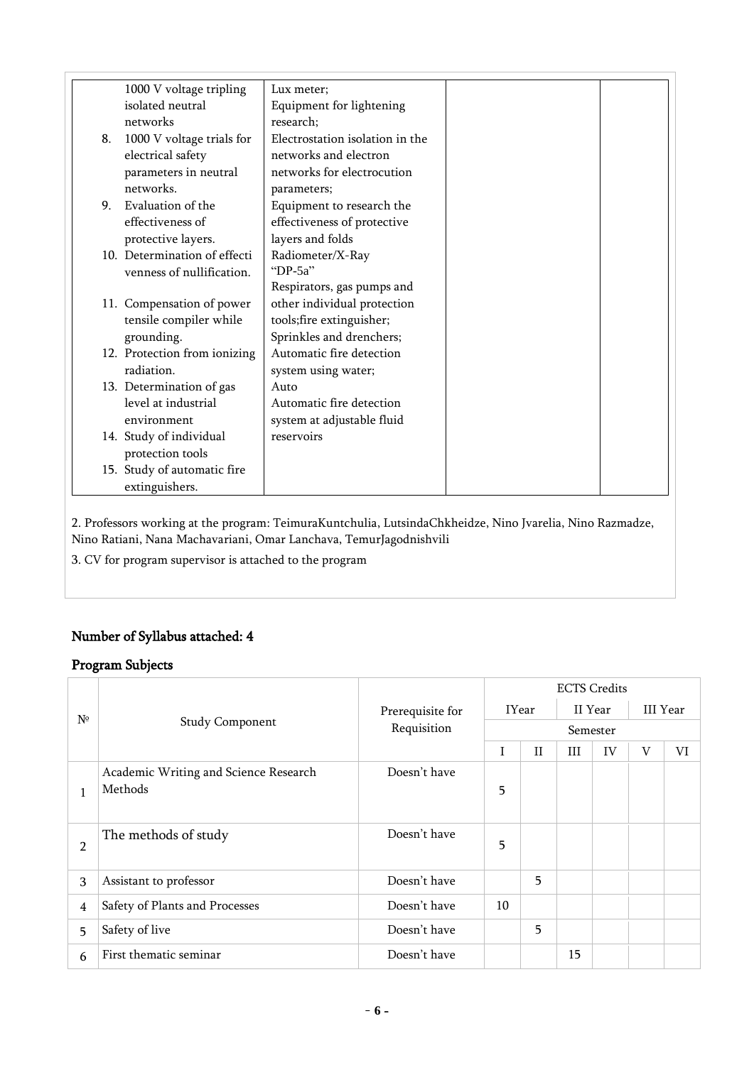| 1000 V voltage tripling isolated neutral networks<br>8. 1000 V voltage trials for electrical safety parameters in neutral networks.<br>9. Evaluation of the effectiveness of protective layers.<br>10. Determination of effectivenness of nullification.<br>11. Compensation of power tensile compiler while grounding.<br>12. Protection from ionizing radiation.<br>13. Determination of gas level at industrial environment<br>14. Study of individual protection tools<br>15. Study of automatic fire extinguishers. | Lux meter;<br>Equipment for lightening research;<br>Electrostation isolation in the networks and electron networks for electrocution parameters;<br>Equipment to research the effectiveness of protective layers and folds<br>Radiometer/X-Ray "DP-5a"<br>Respirators, gas pumps and other individual protection tools;fire extinguisher;<br>Sprinkles and drenchers;<br>Automatic fire detection system using water;<br>Auto<br>Automatic fire detection system at adjustable fluid reservoirs | | |
|---|---|---|---|

2. Professors working at the program: TeimuraKuntchulia, LutsindaChkheidze, Nino Jvarelia, Nino Razmadze, Nino Ratiani, Nana Machavariani, Omar Lanchava, TemurJagodnishvili

3. CV for program supervisor is attached to the program

## Number of Syllabus attached: 4

## Program Subjects

| № | Study Component | Prerequisite for Requisition | ECTS Credits | | | | | |
|---|---|---|---|---|---|---|---|---|
| | | | IYear | | II Year | | III Year | |
| | | | Semester | | | | | |
| | | | I | II | III | IV | V | VI |
| 1 | Academic Writing and Science Research Methods | Doesn't have | 5 | | | | | |
| 2 | The methods of study | Doesn't have | 5 | | | | | |
| 3 | Assistant to professor | Doesn't have | | 5 | | | | |
| 4 | Safety of Plants and Processes | Doesn't have | 10 | | | | | |
| 5 | Safety of live | Doesn't have | | 5 | | | | |
| 6 | First thematic seminar | Doesn't have | | | 15 | | | |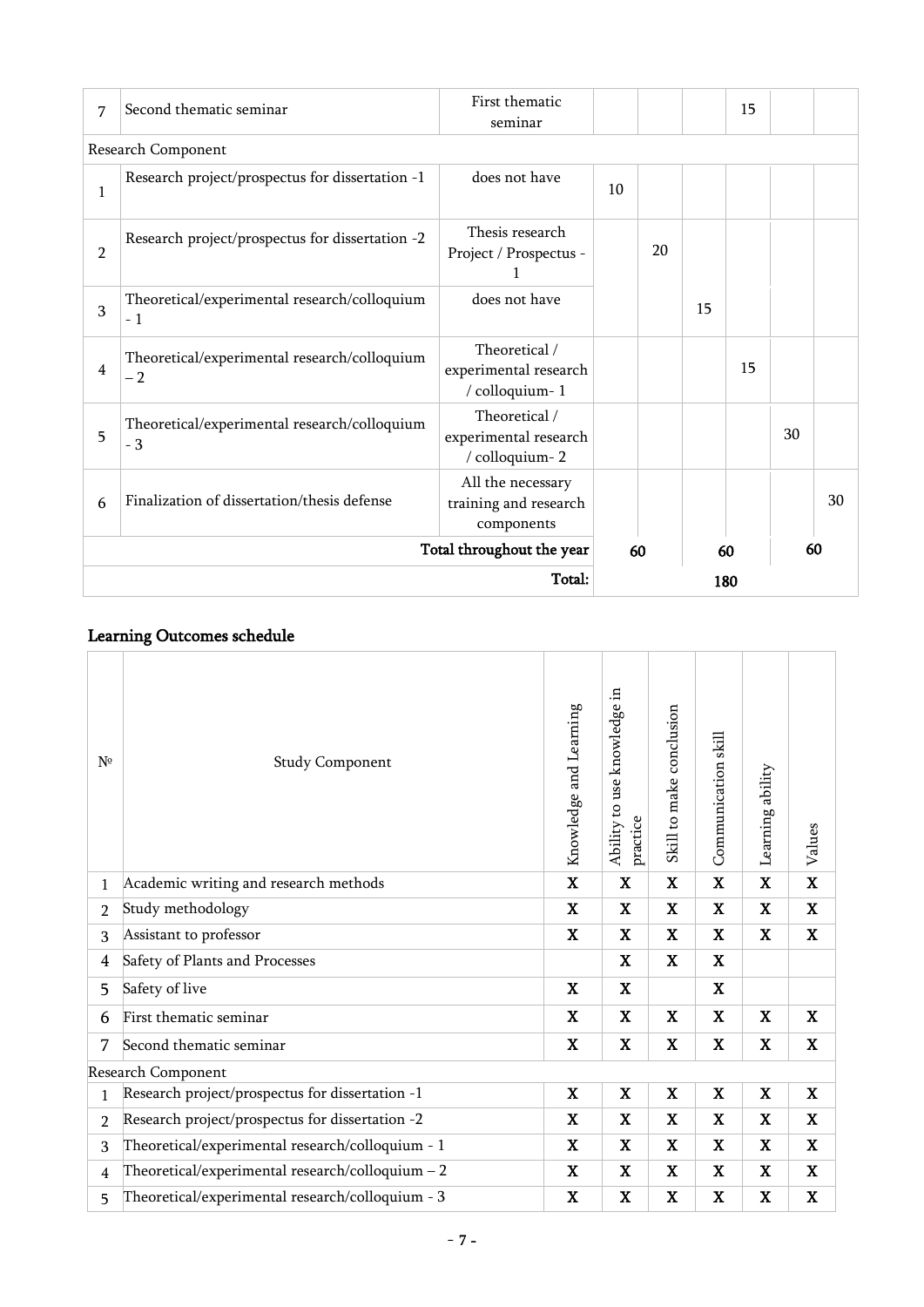| 7 | Second thematic seminar | First thematic seminar | | | | 15 | | |
|---|---|---|---|---|---|---|---|---|
| Research Component | | | | | | | | |
| 1 | Research project/prospectus for dissertation -1 | does not have | 10 | | | | | |
| 2 | Research project/prospectus for dissertation -2 | Thesis research Project / Prospectus - 1 | | 20 | | | | |
| 3 | Theoretical/experimental research/colloquium - 1 | does not have | | | 15 | | | |
| 4 | Theoretical/experimental research/colloquium – 2 | Theoretical / experimental research / colloquium- 1 | | | | 15 | | |
| 5 | Theoretical/experimental research/colloquium - 3 | Theoretical / experimental research / colloquium- 2 | | | | | 30 | |
| 6 | Finalization of dissertation/thesis defense | All the necessary training and research components | | | | | | 30 |
| | | Total throughout the year | 60 | | 60 | | 60 | |
| | | Total: | 180 | | | | | |

## Learning Outcomes schedule

| № | Study Component | Knowledge and Learning | Ability to use knowledge in practice | Skill to make conclusion | Communication skill | Learning ability | Values |
|---|---|---|---|---|---|---|---|
| 1 | Academic writing and research methods | X | X | X | X | X | X |
| 2 | Study methodology | X | X | X | X | X | X |
| 3 | Assistant to professor | X | X | X | X | X | X |
| 4 | Safety of Plants and Processes | | X | X | X | | |
| 5 | Safety of live | X | X | | X | | |
| 6 | First thematic seminar | X | X | X | X | X | X |
| 7 | Second thematic seminar | X | X | X | X | X | X |
| Research Component | | | | | | | |
| 1 | Research project/prospectus for dissertation -1 | X | X | X | X | X | X |
| 2 | Research project/prospectus for dissertation -2 | X | X | X | X | X | X |
| 3 | Theoretical/experimental research/colloquium - 1 | X | X | X | X | X | X |
| 4 | Theoretical/experimental research/colloquium – 2 | X | X | X | X | X | X |
| 5 | Theoretical/experimental research/colloquium - 3 | X | X | X | X | X | X |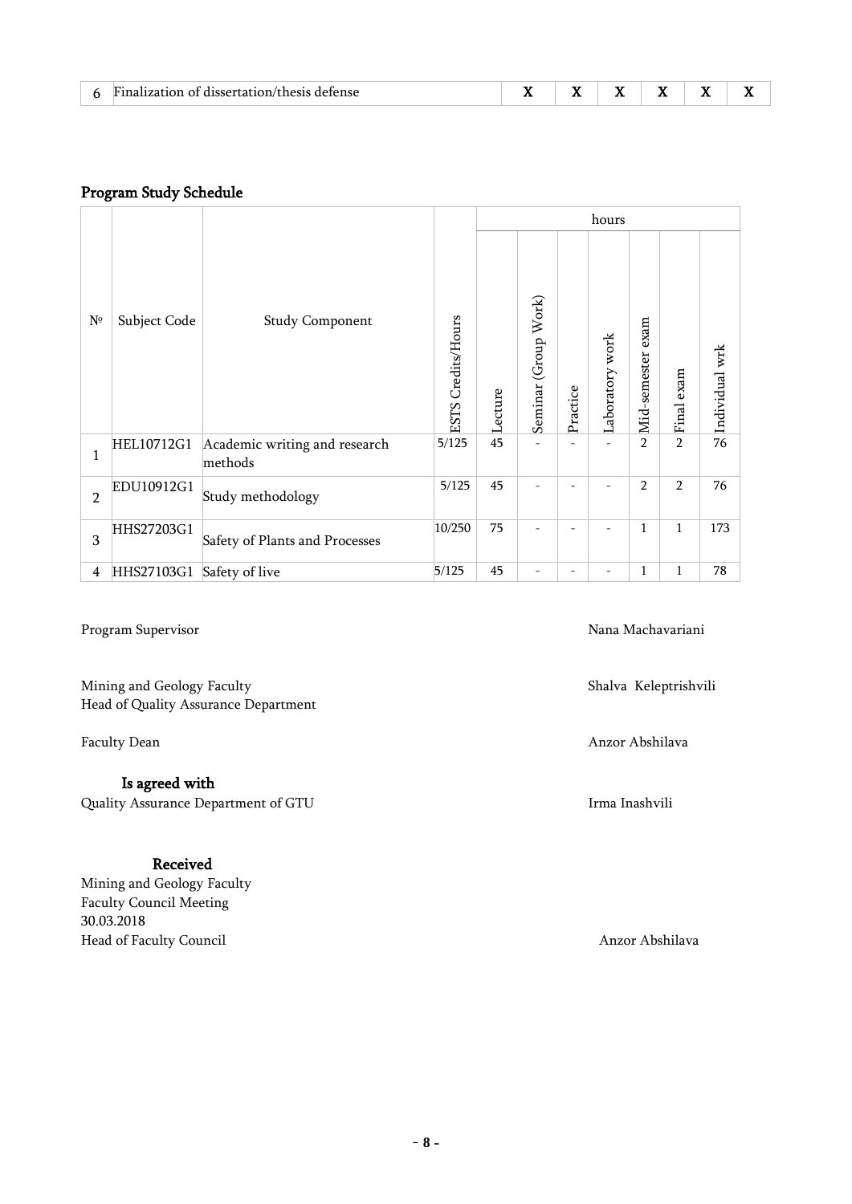| | | | | | | | |
|---|---|---|---|---|---|---|---|
| 6 | Finalization of dissertation/thesis defense | X | X | X | X | X | X |

## Program Study Schedule

| № | Subject Code | Study Component | ESTS Credits/Hours | hours | | | | | | |
|---|---|---|---|---|---|---|---|---|---|---|
| | | | | Lecture | Seminar (Group Work) | Practice | Laboratory work | Mid-semester exam | Final exam | Individual wrk |
| 1 | HEL10712G1 | Academic writing and research methods | 5/125 | 45 | - | - | - | 2 | 2 | 76 |
| 2 | EDU10912G1 | Study methodology | 5/125 | 45 | - | - | - | 2 | 2 | 76 |
| 3 | HHS27203G1 | Safety of Plants and Processes | 10/250 | 75 | - | - | - | 1 | 1 | 173 |
| 4 | HHS27103G1 | Safety of live | 5/125 | 45 | - | - | - | 1 | 1 | 78 |

Program Supervisor Nana Machavariani

Mining and Geology Faculty
Head of Quality Assurance Department Shalva Keleptrishvili

Faculty Dean Anzor Abshilava

**Is agreed with**
Quality Assurance Department of GTU Irma Inashvili

**Received**
Mining and Geology Faculty
Faculty Council Meeting
30.03.2018
Head of Faculty Council Anzor Abshilava